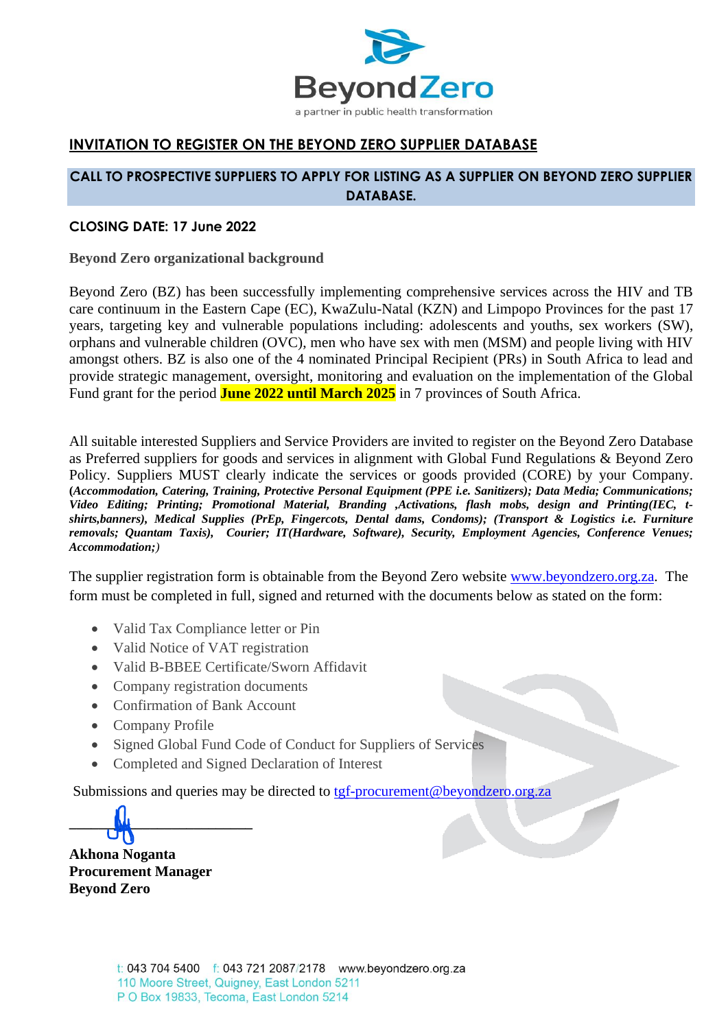BeyondZero

a partner in public health transformation

# INVITATION TO REGISTER ON THE BEYOND ZERO SUPPLIER DATABASE

## CALL TO PROSPECTIVE SUPPLIERS TO APPLY FOR LISTING AS A SUPPLIER ON BEYOND ZERO SUPPLIER DATABASE.

**CLOSING DATE: 17 June 2022**

**Beyond Zero organizational background**

Beyond Zero (BZ) has been successfully implementing comprehensive services across the HIV and TB care continuum in the Eastern Cape (EC), KwaZulu-Natal (KZN) and Limpopo Provinces for the past 17 years, targeting key and vulnerable populations including: adolescents and youths, sex workers (SW), orphans and vulnerable children (OVC), men who have sex with men (MSM) and people living with HIV amongst others. BZ is also one of the 4 nominated Principal Recipient (PRs) in South Africa to lead and provide strategic management, oversight, monitoring and evaluation on the implementation of the Global Fund grant for the period **June 2022 until March 2025** in 7 provinces of South Africa.

All suitable interested Suppliers and Service Providers are invited to register on the Beyond Zero Database as Preferred suppliers for goods and services in alignment with Global Fund Regulations & Beyond Zero Policy. Suppliers MUST clearly indicate the services or goods provided (CORE) by your Company. **(*Accommodation, Catering, Training, Protective Personal Equipment (PPE i.e. Sanitizers); Data Media; Communications; Video Editing; Printing; Promotional Material, Branding ,Activations, flash mobs, design and Printing(IEC, t-shirts,banners), Medical Supplies (PrEp, Fingercots, Dental dams, Condoms); (Transport & Logistics i.e. Furniture removals; Quantam Taxis), Courier; IT(Hardware, Software), Security, Employment Agencies, Conference Venues; Accommodation;)***

The supplier registration form is obtainable from the Beyond Zero website www.beyondzero.org.za. The form must be completed in full, signed and returned with the documents below as stated on the form:

- Valid Tax Compliance letter or Pin
- Valid Notice of VAT registration
- Valid B-BBEE Certificate/Sworn Affidavit
- Company registration documents
- Confirmation of Bank Account
- Company Profile
- Signed Global Fund Code of Conduct for Suppliers of Services
- Completed and Signed Declaration of Interest

Submissions and queries may be directed to tgf-procurement@beyondzero.org.za

**Akhona Noganta**
**Procurement Manager**
**Beyond Zero**

t: 043 704 5400 f: 043 721 2087/2178 www.beyondzero.org.za
110 Moore Street, Quigney, East London 5211
P O Box 19833, Tecoma, East London 5214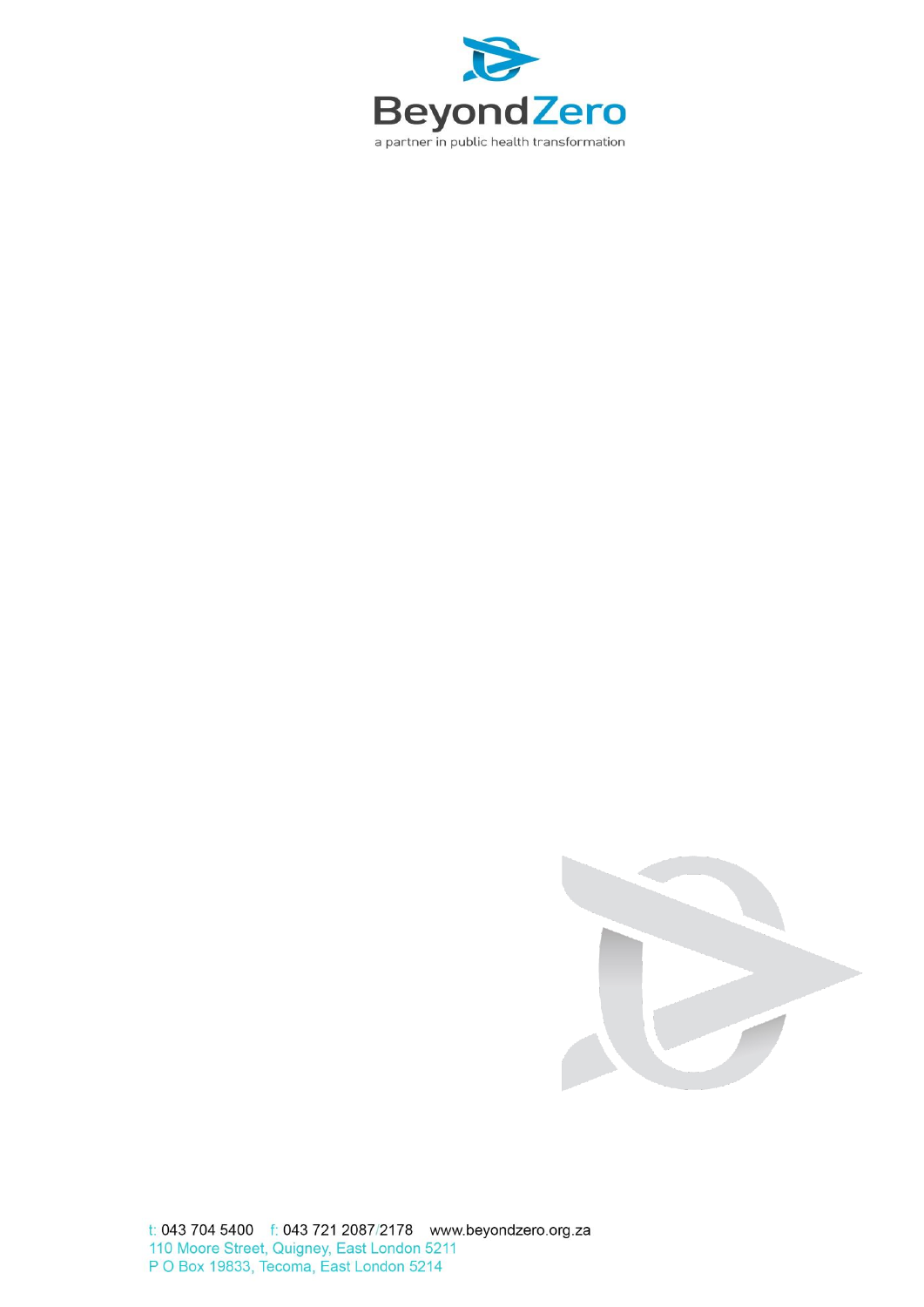BeyondZero

a partner in public health transformation

t: 043 704 5400 f: 043 721 2087/2178 www.beyondzero.org.za
110 Moore Street, Quigney, East London 5211
P O Box 19833, Tecoma, East London 5214